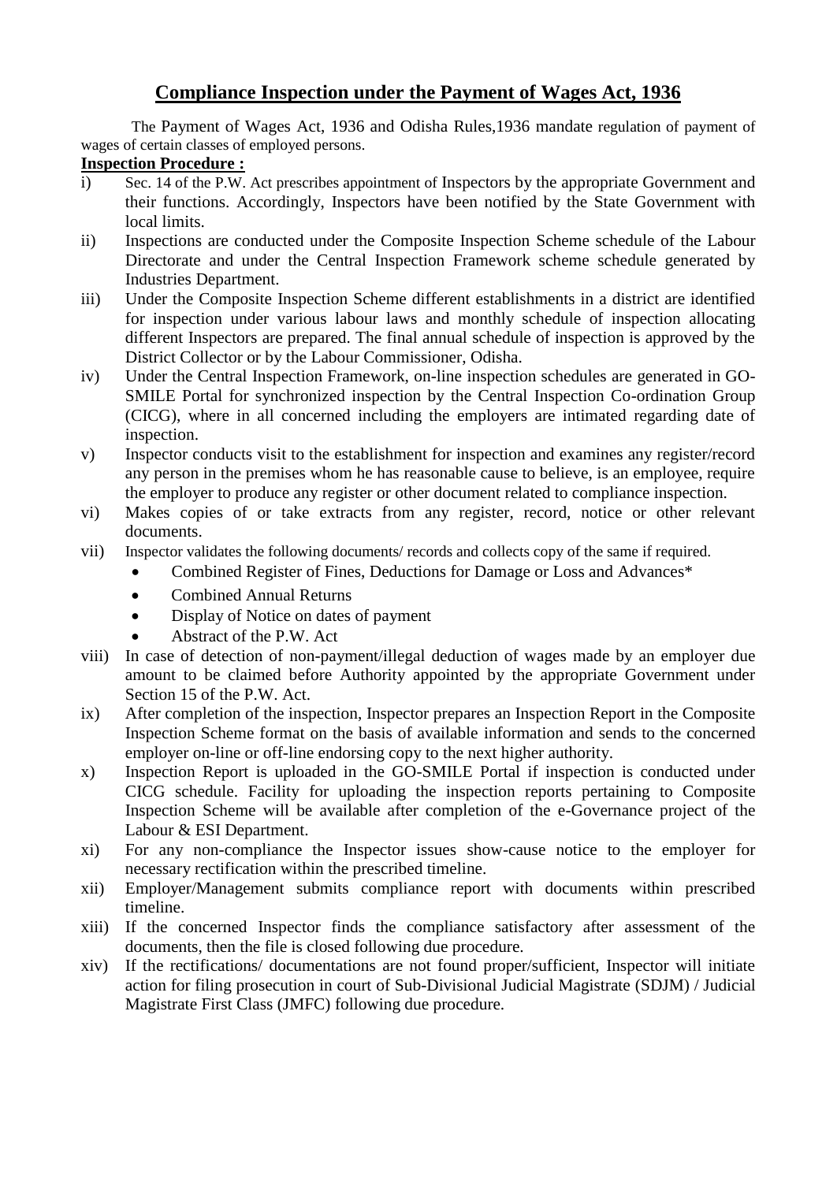# Compliance Inspection under the Payment of Wages Act, 1936

The Payment of Wages Act, 1936 and Odisha Rules,1936 mandate regulation of payment of wages of certain classes of employed persons.

**Inspection Procedure :**

i) Sec. 14 of the P.W. Act prescribes appointment of Inspectors by the appropriate Government and their functions. Accordingly, Inspectors have been notified by the State Government with local limits.

ii) Inspections are conducted under the Composite Inspection Scheme schedule of the Labour Directorate and under the Central Inspection Framework scheme schedule generated by Industries Department.

iii) Under the Composite Inspection Scheme different establishments in a district are identified for inspection under various labour laws and monthly schedule of inspection allocating different Inspectors are prepared. The final annual schedule of inspection is approved by the District Collector or by the Labour Commissioner, Odisha.

iv) Under the Central Inspection Framework, on-line inspection schedules are generated in GO-SMILE Portal for synchronized inspection by the Central Inspection Co-ordination Group (CICG), where in all concerned including the employers are intimated regarding date of inspection.

v) Inspector conducts visit to the establishment for inspection and examines any register/record any person in the premises whom he has reasonable cause to believe, is an employee, require the employer to produce any register or other document related to compliance inspection.

vi) Makes copies of or take extracts from any register, record, notice or other relevant documents.

vii) Inspector validates the following documents/ records and collects copy of the same if required.
- Combined Register of Fines, Deductions for Damage or Loss and Advances*
- Combined Annual Returns
- Display of Notice on dates of payment
- Abstract of the P.W. Act

viii) In case of detection of non-payment/illegal deduction of wages made by an employer due amount to be claimed before Authority appointed by the appropriate Government under Section 15 of the P.W. Act.

ix) After completion of the inspection, Inspector prepares an Inspection Report in the Composite Inspection Scheme format on the basis of available information and sends to the concerned employer on-line or off-line endorsing copy to the next higher authority.

x) Inspection Report is uploaded in the GO-SMILE Portal if inspection is conducted under CICG schedule. Facility for uploading the inspection reports pertaining to Composite Inspection Scheme will be available after completion of the e-Governance project of the Labour & ESI Department.

xi) For any non-compliance the Inspector issues show-cause notice to the employer for necessary rectification within the prescribed timeline.

xii) Employer/Management submits compliance report with documents within prescribed timeline.

xiii) If the concerned Inspector finds the compliance satisfactory after assessment of the documents, then the file is closed following due procedure.

xiv) If the rectifications/ documentations are not found proper/sufficient, Inspector will initiate action for filing prosecution in court of Sub-Divisional Judicial Magistrate (SDJM) / Judicial Magistrate First Class (JMFC) following due procedure.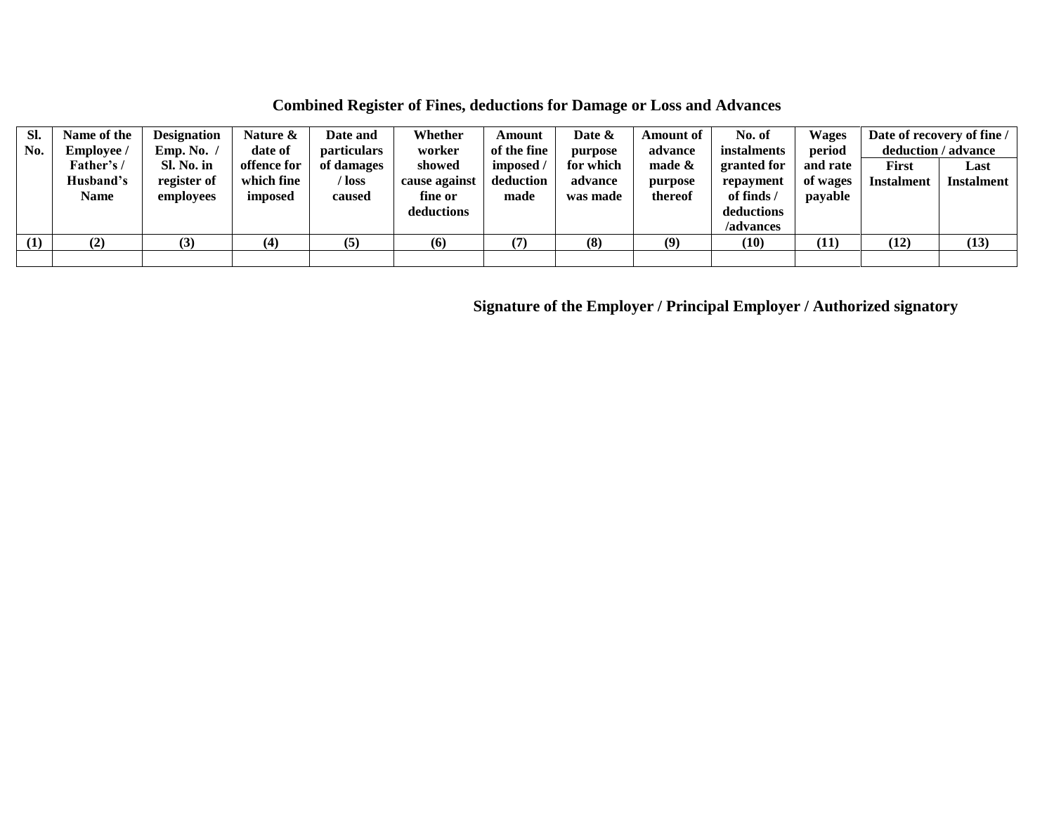## Combined Register of Fines, deductions for Damage or Loss and Advances

| Sl. No. | Name of the Employee / Father's / Husband's Name | Designation Emp. No. / Sl. No. in register of employees | Nature & date of offence for which fine imposed | Date and particulars of damages / loss caused | Whether worker showed cause against fine or deductions | Amount of the fine imposed / deduction made | Date & purpose for which advance was made | Amount of advance made & purpose thereof | No. of instalments granted for repayment of finds / deductions /advances | Wages period and rate of wages payable | Date of recovery of fine / deduction / advance | |
|---|---|---|---|---|---|---|---|---|---|---|---|---|
| | | | | | | | | | | | First Instalment | Last Instalment |
| (1) | (2) | (3) | (4) | (5) | (6) | (7) | (8) | (9) | (10) | (11) | (12) | (13) |
| | | | | | | | | | | | | |

**Signature of the Employer / Principal Employer / Authorized signatory**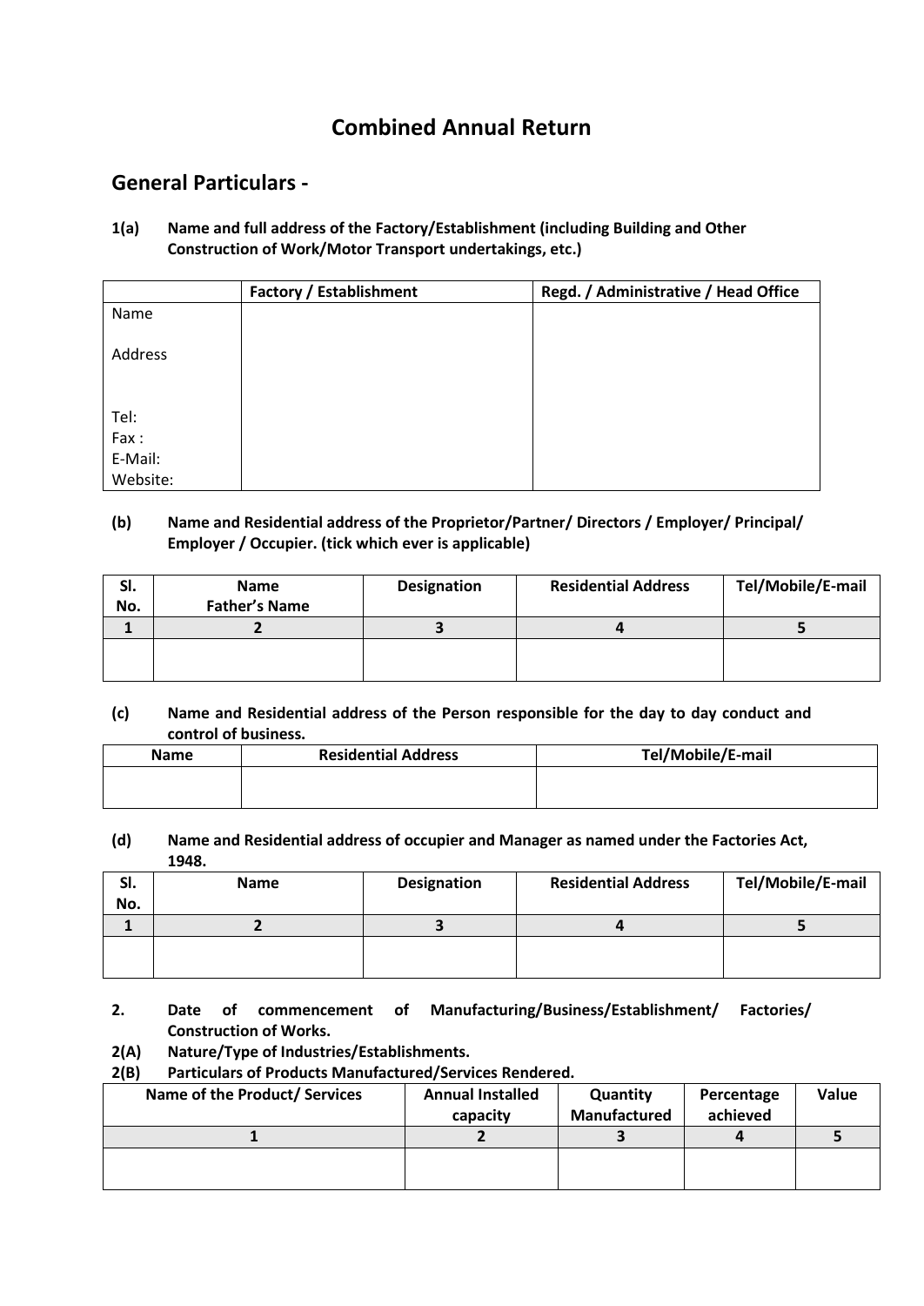# Combined Annual Return

## General Particulars -

**1(a) Name and full address of the Factory/Establishment (including Building and Other Construction of Work/Motor Transport undertakings, etc.)**

| | Factory / Establishment | Regd. / Administrative / Head Office |
|---|---|---|
| Name<br><br>Address<br><br><br>Tel:<br>Fax :<br>E-Mail:<br>Website: | | |

**(b) Name and Residential address of the Proprietor/Partner/ Directors / Employer/ Principal/ Employer / Occupier. (tick which ever is applicable)**

| Sl. No. | Name<br>Father's Name | Designation | Residential Address | Tel/Mobile/E-mail |
|---|---|---|---|---|
| 1 | 2 | 3 | 4 | 5 |
| | | | | |

**(c) Name and Residential address of the Person responsible for the day to day conduct and control of business.**

| Name | Residential Address | Tel/Mobile/E-mail |
|---|---|---|
| | | |

**(d) Name and Residential address of occupier and Manager as named under the Factories Act, 1948.**

| Sl. No. | Name | Designation | Residential Address | Tel/Mobile/E-mail |
|---|---|---|---|---|
| 1 | 2 | 3 | 4 | 5 |
| | | | | |

**2. Date of commencement of Manufacturing/Business/Establishment/ Factories/ Construction of Works.**

**2(A) Nature/Type of Industries/Establishments.**

**2(B) Particulars of Products Manufactured/Services Rendered.**

| Name of the Product/ Services | Annual Installed capacity | Quantity Manufactured | Percentage achieved | Value |
|---|---|---|---|---|
| 1 | 2 | 3 | 4 | 5 |
| | | | | |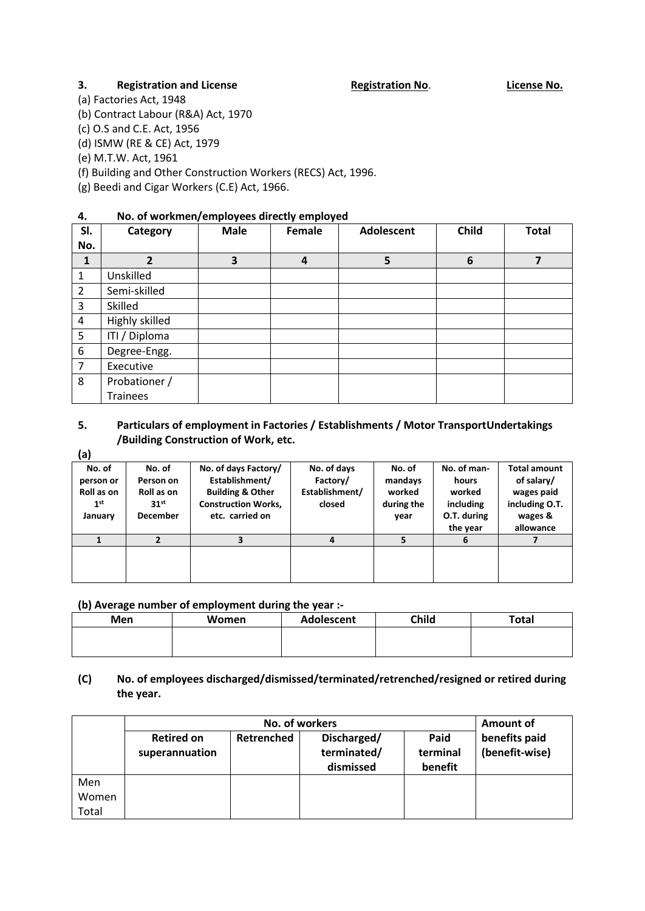### 3. Registration and License **Registration No**. **License No.**

(a) Factories Act, 1948

(b) Contract Labour (R&A) Act, 1970

(c) O.S and C.E. Act, 1956

(d) ISMW (RE & CE) Act, 1979

(e) M.T.W. Act, 1961

(f) Building and Other Construction Workers (RECS) Act, 1996.

(g) Beedi and Cigar Workers (C.E) Act, 1966.

### 4. No. of workmen/employees directly employed

| Sl. No. | Category | Male | Female | Adolescent | Child | Total |
|---|---|---|---|---|---|---|
| 1 | 2 | 3 | 4 | 5 | 6 | 7 |
| 1 | Unskilled | | | | | |
| 2 | Semi-skilled | | | | | |
| 3 | Skilled | | | | | |
| 4 | Highly skilled | | | | | |
| 5 | ITI / Diploma | | | | | |
| 6 | Degree-Engg. | | | | | |
| 7 | Executive | | | | | |
| 8 | Probationer / Trainees | | | | | |

### 5. Particulars of employment in Factories / Establishments / Motor TransportUndertakings /Building Construction of Work, etc.

**(a)**

| No. of person or Roll as on 1st January | No. of Person on Roll as on 31st December | No. of days Factory/ Establishment/ Building & Other Construction Works, etc. carried on | No. of days Factory/ Establishment/ closed | No. of mandays worked during the year | No. of man-hours worked including O.T. during the year | Total amount of salary/ wages paid including O.T. wages & allowance |
|---|---|---|---|---|---|---|
| 1 | 2 | 3 | 4 | 5 | 6 | 7 |
| | | | | | | |

**(b) Average number of employment during the year :-**

| Men | Women | Adolescent | Child | Total |
|---|---|---|---|---|
| | | | | |

**(C) No. of employees discharged/dismissed/terminated/retrenched/resigned or retired during the year.**

| | No. of workers | | | | Amount of benefits paid (benefit-wise) |
|---|---|---|---|---|---|
| | Retired on superannuation | Retrenched | Discharged/ terminated/ dismissed | Paid terminal benefit | |
| Men<br>Women<br>Total | | | | | |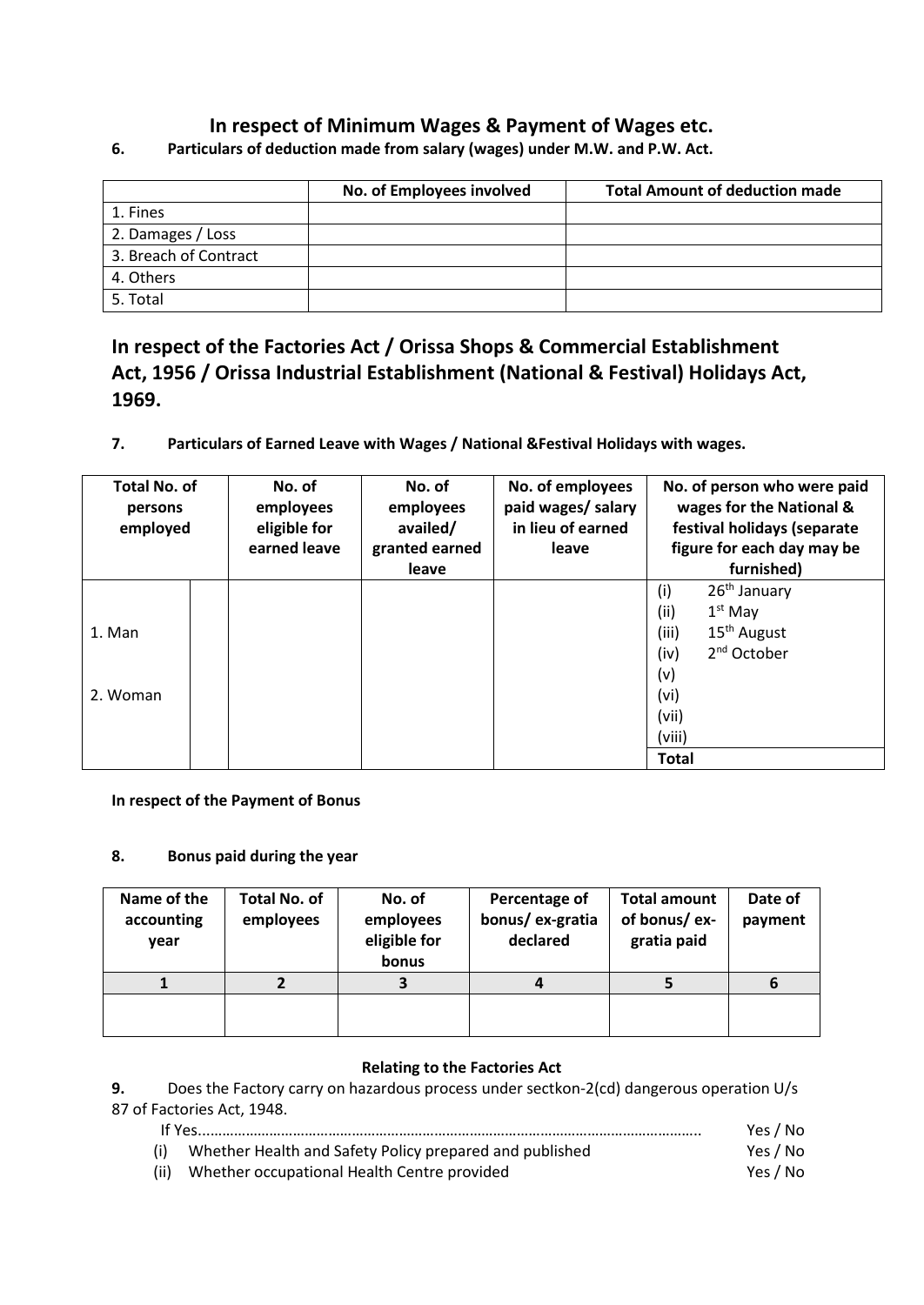## In respect of Minimum Wages & Payment of Wages etc.

**6. Particulars of deduction made from salary (wages) under M.W. and P.W. Act.**

| | No. of Employees involved | Total Amount of deduction made |
|---|---|---|
| 1. Fines | | |
| 2. Damages / Loss | | |
| 3. Breach of Contract | | |
| 4. Others | | |
| 5. Total | | |

## In respect of the Factories Act / Orissa Shops & Commercial Establishment Act, 1956 / Orissa Industrial Establishment (National & Festival) Holidays Act, 1969.

**7. Particulars of Earned Leave with Wages / National &Festival Holidays with wages.**

| Total No. of persons employed | | No. of employees eligible for earned leave | No. of employees availed/ granted earned leave | No. of employees paid wages/ salary in lieu of earned leave | No. of person who were paid wages for the National & festival holidays (separate figure for each day may be furnished) |
|---|---|---|---|---|---|
| 1. Man | | | | | (i) 26th January |
| | | | | | (ii) 1st May |
| | | | | | (iii) 15th August |
| | | | | | (iv) 2nd October |
| 2. Woman | | | | | (v) |
| | | | | | (vi) |
| | | | | | (vii) |
| | | | | | (viii) |
| | | | | | **Total** |

**In respect of the Payment of Bonus**

**8. Bonus paid during the year**

| Name of the accounting year | Total No. of employees | No. of employees eligible for bonus | Percentage of bonus/ ex-gratia declared | Total amount of bonus/ ex-gratia paid | Date of payment |
|---|---|---|---|---|---|
| 1 | 2 | 3 | 4 | 5 | 6 |
| | | | | | |

**Relating to the Factories Act**

**9.** Does the Factory carry on hazardous process under sectkon-2(cd) dangerous operation U/s 87 of Factories Act, 1948.

If Yes............................................................................................................................ Yes / No

(i) Whether Health and Safety Policy prepared and published Yes / No

(ii) Whether occupational Health Centre provided Yes / No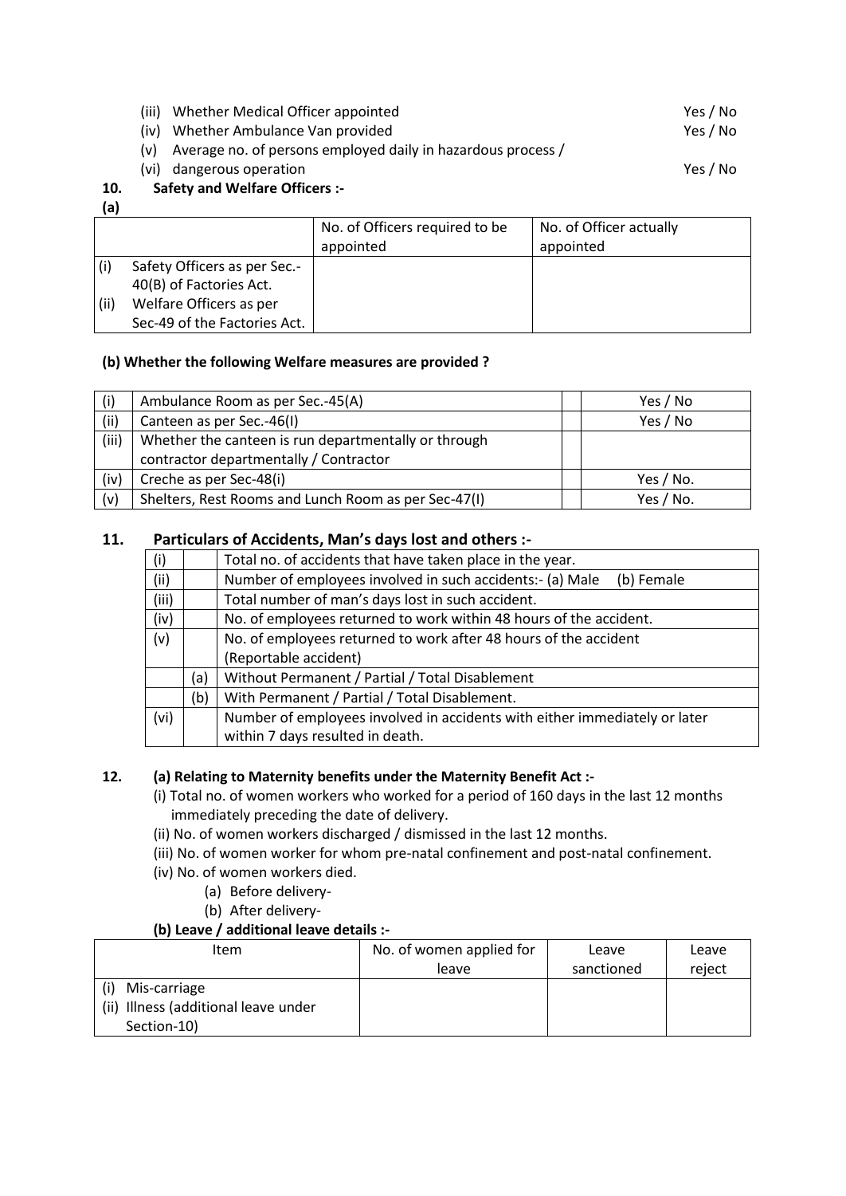(iii) Whether Medical Officer appointed Yes / No

(iv) Whether Ambulance Van provided Yes / No

(v) Average no. of persons employed daily in hazardous process /

(vi) dangerous operation Yes / No

**10. Safety and Welfare Officers :-**

**(a)**

| | No. of Officers required to be appointed | No. of Officer actually appointed |
|---|---|---|
| (i) Safety Officers as per Sec.-40(B) of Factories Act. (ii) Welfare Officers as per Sec-49 of the Factories Act. | | |

**(b) Whether the following Welfare measures are provided ?**

| | | | |
|---|---|---|---|
| (i) | Ambulance Room as per Sec.-45(A) | | Yes / No |
| (ii) | Canteen as per Sec.-46(I) | | Yes / No |
| (iii) | Whether the canteen is run departmentally or through contractor departmentally / Contractor | | |
| (iv) | Creche as per Sec-48(i) | | Yes / No. |
| (v) | Shelters, Rest Rooms and Lunch Room as per Sec-47(I) | | Yes / No. |

**11. Particulars of Accidents, Man's days lost and others :-**

| | | |
|---|---|---|
| (i) | | Total no. of accidents that have taken place in the year. |
| (ii) | | Number of employees involved in such accidents:- (a) Male (b) Female |
| (iii) | | Total number of man's days lost in such accident. |
| (iv) | | No. of employees returned to work within 48 hours of the accident. |
| (v) | | No. of employees returned to work after 48 hours of the accident (Reportable accident) |
| | (a) | Without Permanent / Partial / Total Disablement |
| | (b) | With Permanent / Partial / Total Disablement. |
| (vi) | | Number of employees involved in accidents with either immediately or later within 7 days resulted in death. |

**12. (a) Relating to Maternity benefits under the Maternity Benefit Act :-**

(i) Total no. of women workers who worked for a period of 160 days in the last 12 months immediately preceding the date of delivery.

(ii) No. of women workers discharged / dismissed in the last 12 months.

(iii) No. of women worker for whom pre-natal confinement and post-natal confinement.

(iv) No. of women workers died.

(a) Before delivery-

(b) After delivery-

**(b) Leave / additional leave details :-**

| Item | No. of women applied for leave | Leave sanctioned | Leave reject |
|---|---|---|---|
| (i) Mis-carriage (ii) Illness (additional leave under Section-10) | | | |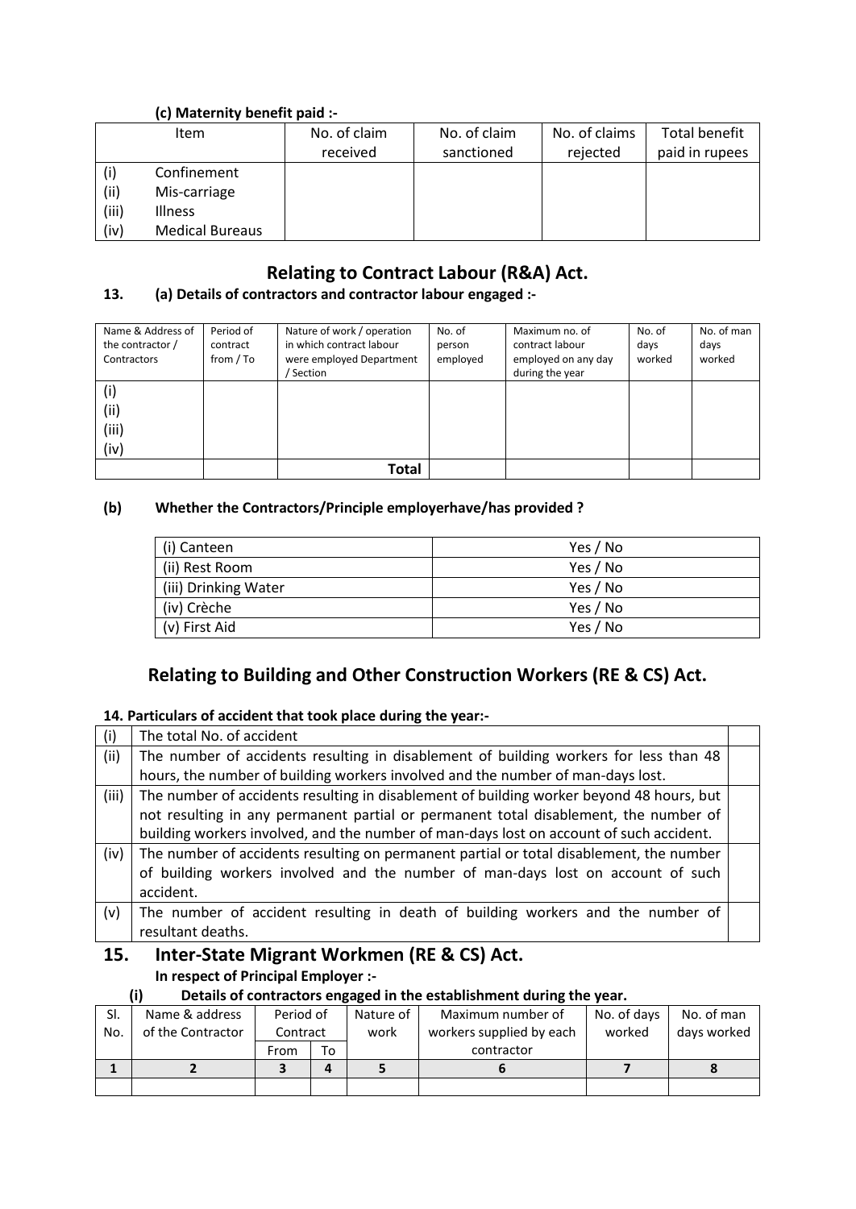**(c) Maternity benefit paid :-**

| | Item | No. of claim received | No. of claim sanctioned | No. of claims rejected | Total benefit paid in rupees |
|---|---|---|---|---|---|
| (i) | Confinement | | | | |
| (ii) | Mis-carriage | | | | |
| (iii) | Illness | | | | |
| (iv) | Medical Bureaus | | | | |

## Relating to Contract Labour (R&A) Act.

**13. (a) Details of contractors and contractor labour engaged :-**

| Name & Address of the contractor / Contractors | Period of contract from / To | Nature of work / operation in which contract labour were employed Department / Section | No. of person employed | Maximum no. of contract labour employed on any day during the year | No. of days worked | No. of man days worked |
|---|---|---|---|---|---|---|
| (i) | | | | | | |
| (ii) | | | | | | |
| (iii) | | | | | | |
| (iv) | | | | | | |
| | | **Total** | | | | |

**(b) Whether the Contractors/Principle employerhave/has provided ?**

| | |
|---|---|
| (i) Canteen | Yes / No |
| (ii) Rest Room | Yes / No |
| (iii) Drinking Water | Yes / No |
| (iv) Crèche | Yes / No |
| (v) First Aid | Yes / No |

## Relating to Building and Other Construction Workers (RE & CS) Act.

**14. Particulars of accident that took place during the year:-**

| | | |
|---|---|---|
| (i) | The total No. of accident | |
| (ii) | The number of accidents resulting in disablement of building workers for less than 48 hours, the number of building workers involved and the number of man-days lost. | |
| (iii) | The number of accidents resulting in disablement of building worker beyond 48 hours, but not resulting in any permanent partial or permanent total disablement, the number of building workers involved, and the number of man-days lost on account of such accident. | |
| (iv) | The number of accidents resulting on permanent partial or total disablement, the number of building workers involved and the number of man-days lost on account of such accident. | |
| (v) | The number of accident resulting in death of building workers and the number of resultant deaths. | |

## 15. Inter-State Migrant Workmen (RE & CS) Act.

**In respect of Principal Employer :-**

**(i) Details of contractors engaged in the establishment during the year.**

| Sl. No. | Name & address of the Contractor | Period of Contract | | Nature of work | Maximum number of workers supplied by each contractor | No. of days worked | No. of man days worked |
|---|---|---|---|---|---|---|---|
| | | From | To | | | | |
| **1** | **2** | **3** | **4** | **5** | **6** | **7** | **8** |
| | | | | | | | |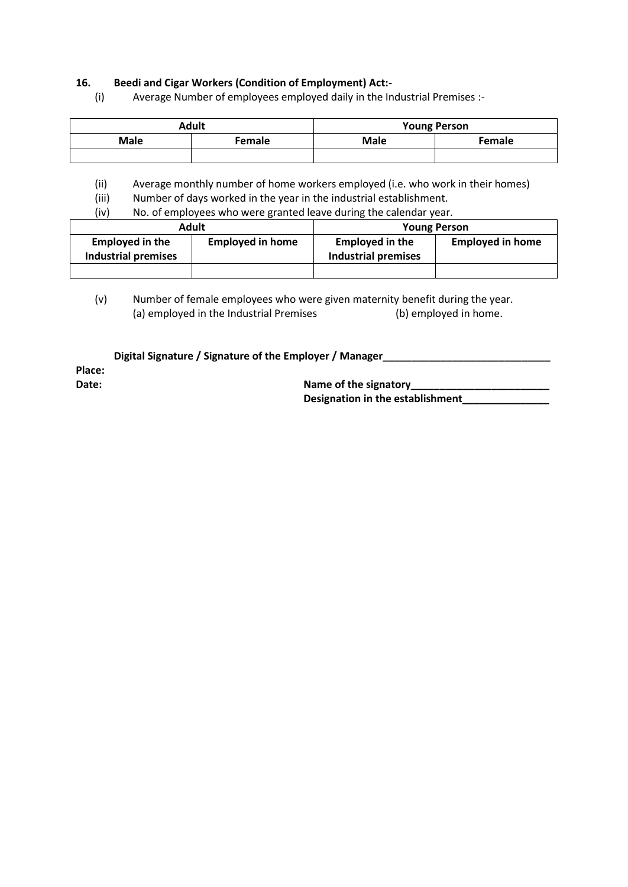**16. Beedi and Cigar Workers (Condition of Employment) Act:-**

(i) Average Number of employees employed daily in the Industrial Premises :-

| **Adult** | | **Young Person** | |
|---|---|---|---|
| **Male** | **Female** | **Male** | **Female** |
| | | | |

(ii) Average monthly number of home workers employed (i.e. who work in their homes)

(iii) Number of days worked in the year in the industrial establishment.

(iv) No. of employees who were granted leave during the calendar year.

| **Adult** | | **Young Person** | |
|---|---|---|---|
| **Employed in the Industrial premises** | **Employed in home** | **Employed in the Industrial premises** | **Employed in home** |
| | | | |

(v) Number of female employees who were given maternity benefit during the year.
(a) employed in the Industrial Premises (b) employed in home.

**Digital Signature / Signature of the Employer / Manager_____________________________**

**Place:**

**Date:**

**Name of the signatory________________________**

**Designation in the establishment_______________**